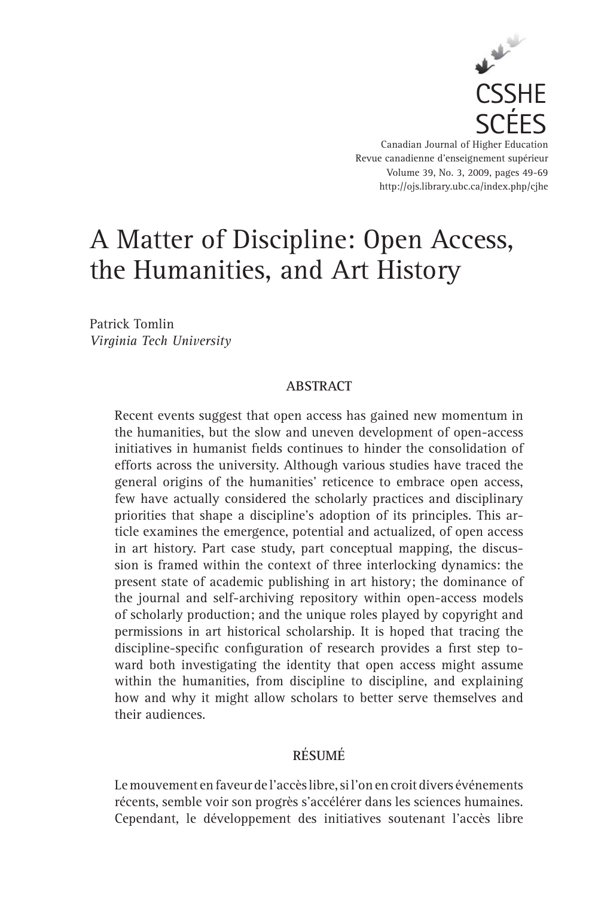CSSHE
SCÉES

Canadian Journal of Higher Education
Revue canadienne d'enseignement supérieur
Volume 39, No. 3, 2009, pages 49-69
http://ojs.library.ubc.ca/index.php/cjhe

# A Matter of Discipline: Open Access, the Humanities, and Art History

Patrick Tomlin
*Virginia Tech University*

## ABSTRACT

Recent events suggest that open access has gained new momentum in the humanities, but the slow and uneven development of open-access initiatives in humanist fields continues to hinder the consolidation of efforts across the university. Although various studies have traced the general origins of the humanities' reticence to embrace open access, few have actually considered the scholarly practices and disciplinary priorities that shape a discipline's adoption of its principles. This article examines the emergence, potential and actualized, of open access in art history. Part case study, part conceptual mapping, the discussion is framed within the context of three interlocking dynamics: the present state of academic publishing in art history; the dominance of the journal and self-archiving repository within open-access models of scholarly production; and the unique roles played by copyright and permissions in art historical scholarship. It is hoped that tracing the discipline-specific configuration of research provides a first step toward both investigating the identity that open access might assume within the humanities, from discipline to discipline, and explaining how and why it might allow scholars to better serve themselves and their audiences.

## RÉSUMÉ

Le mouvement en faveur de l'accès libre, si l'on en croit divers événements récents, semble voir son progrès s'accélérer dans les sciences humaines. Cependant, le développement des initiatives soutenant l'accès libre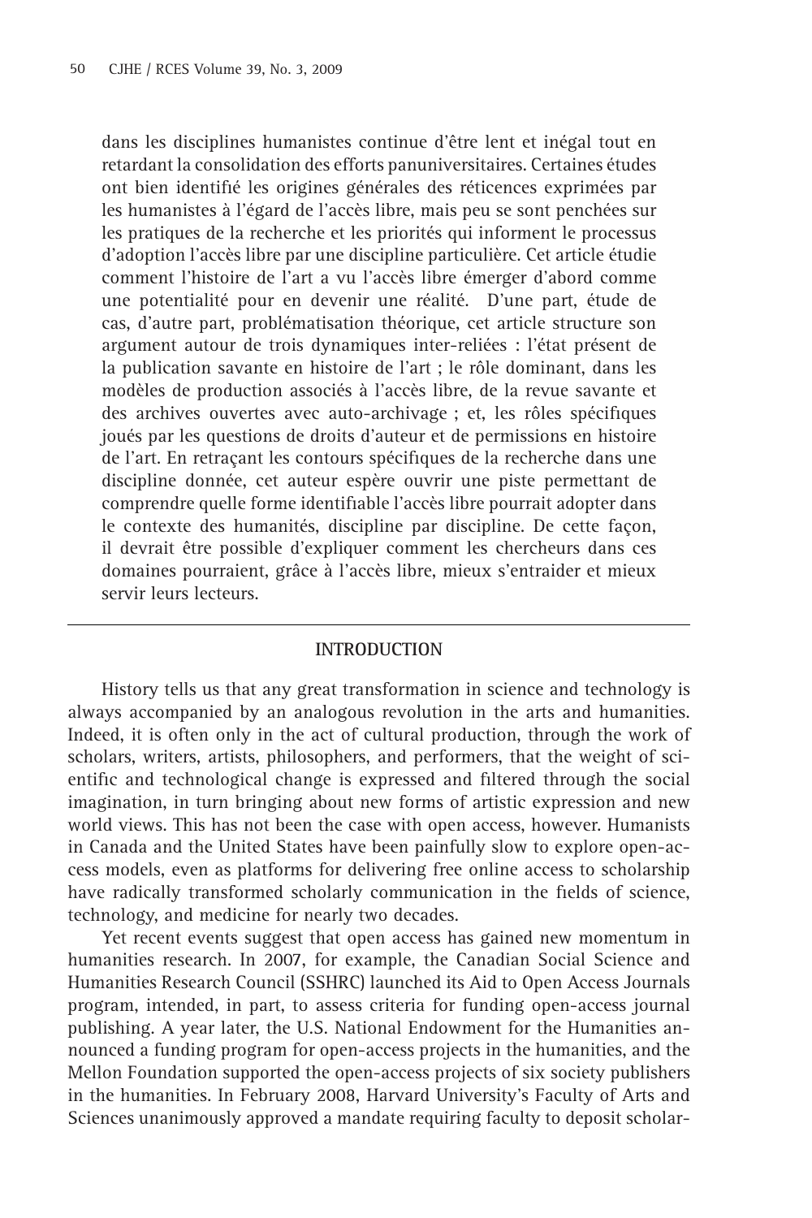dans les disciplines humanistes continue d'être lent et inégal tout en retardant la consolidation des efforts panuniversitaires. Certaines études ont bien identifié les origines générales des réticences exprimées par les humanistes à l'égard de l'accès libre, mais peu se sont penchées sur les pratiques de la recherche et les priorités qui informent le processus d'adoption l'accès libre par une discipline particulière. Cet article étudie comment l'histoire de l'art a vu l'accès libre émerger d'abord comme une potentialité pour en devenir une réalité. D'une part, étude de cas, d'autre part, problématisation théorique, cet article structure son argument autour de trois dynamiques inter-reliées : l'état présent de la publication savante en histoire de l'art ; le rôle dominant, dans les modèles de production associés à l'accès libre, de la revue savante et des archives ouvertes avec auto-archivage ; et, les rôles spécifiques joués par les questions de droits d'auteur et de permissions en histoire de l'art. En retraçant les contours spécifiques de la recherche dans une discipline donnée, cet auteur espère ouvrir une piste permettant de comprendre quelle forme identifiable l'accès libre pourrait adopter dans le contexte des humanités, discipline par discipline. De cette façon, il devrait être possible d'expliquer comment les chercheurs dans ces domaines pourraient, grâce à l'accès libre, mieux s'entraider et mieux servir leurs lecteurs.

## INTRODUCTION

History tells us that any great transformation in science and technology is always accompanied by an analogous revolution in the arts and humanities. Indeed, it is often only in the act of cultural production, through the work of scholars, writers, artists, philosophers, and performers, that the weight of scientific and technological change is expressed and filtered through the social imagination, in turn bringing about new forms of artistic expression and new world views. This has not been the case with open access, however. Humanists in Canada and the United States have been painfully slow to explore open-access models, even as platforms for delivering free online access to scholarship have radically transformed scholarly communication in the fields of science, technology, and medicine for nearly two decades.

Yet recent events suggest that open access has gained new momentum in humanities research. In 2007, for example, the Canadian Social Science and Humanities Research Council (SSHRC) launched its Aid to Open Access Journals program, intended, in part, to assess criteria for funding open-access journal publishing. A year later, the U.S. National Endowment for the Humanities announced a funding program for open-access projects in the humanities, and the Mellon Foundation supported the open-access projects of six society publishers in the humanities. In February 2008, Harvard University's Faculty of Arts and Sciences unanimously approved a mandate requiring faculty to deposit scholar-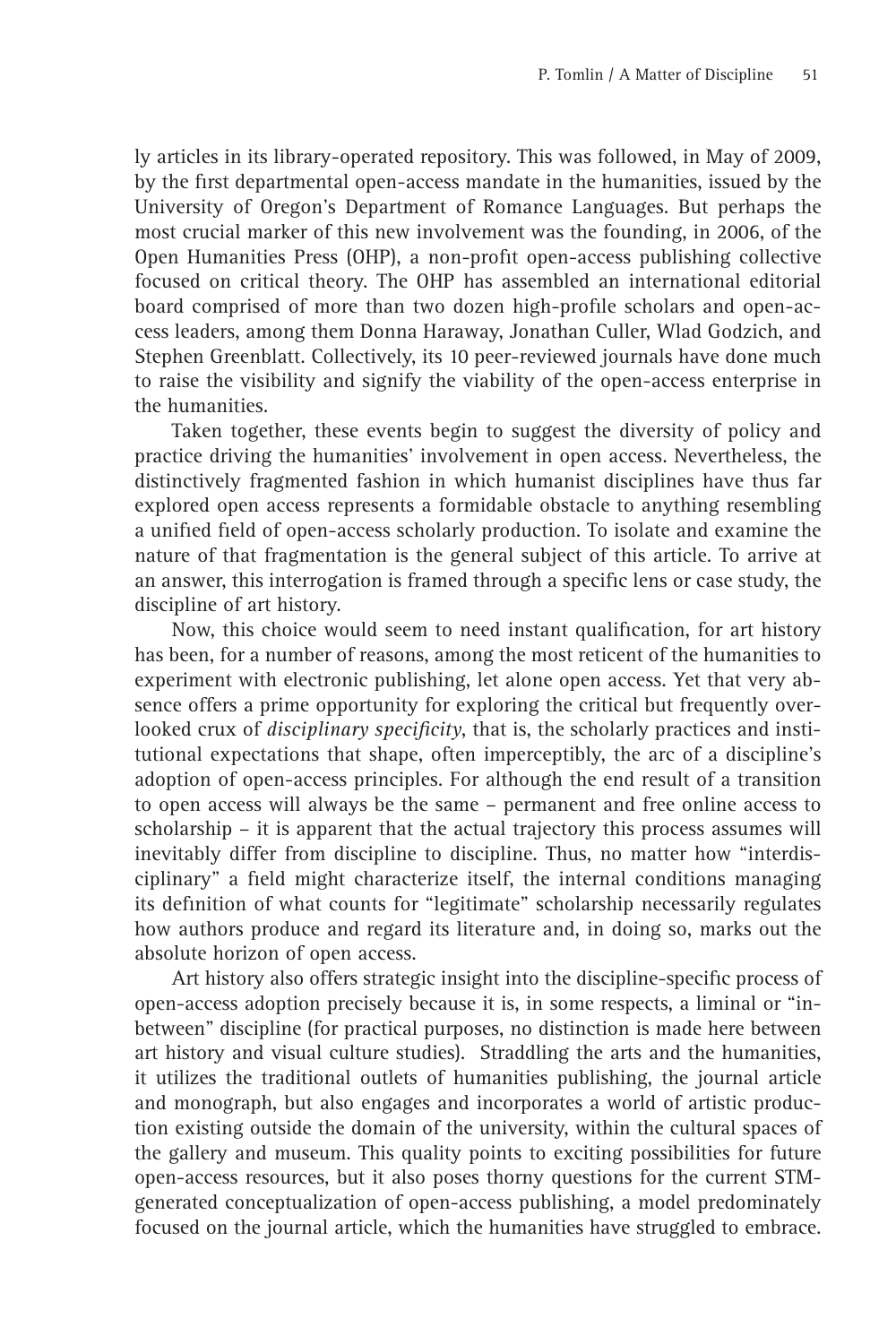ly articles in its library-operated repository. This was followed, in May of 2009, by the first departmental open-access mandate in the humanities, issued by the University of Oregon's Department of Romance Languages. But perhaps the most crucial marker of this new involvement was the founding, in 2006, of the Open Humanities Press (OHP), a non-profit open-access publishing collective focused on critical theory. The OHP has assembled an international editorial board comprised of more than two dozen high-profile scholars and open-access leaders, among them Donna Haraway, Jonathan Culler, Wlad Godzich, and Stephen Greenblatt. Collectively, its 10 peer-reviewed journals have done much to raise the visibility and signify the viability of the open-access enterprise in the humanities.

Taken together, these events begin to suggest the diversity of policy and practice driving the humanities' involvement in open access. Nevertheless, the distinctively fragmented fashion in which humanist disciplines have thus far explored open access represents a formidable obstacle to anything resembling a unified field of open-access scholarly production. To isolate and examine the nature of that fragmentation is the general subject of this article. To arrive at an answer, this interrogation is framed through a specific lens or case study, the discipline of art history.

Now, this choice would seem to need instant qualification, for art history has been, for a number of reasons, among the most reticent of the humanities to experiment with electronic publishing, let alone open access. Yet that very absence offers a prime opportunity for exploring the critical but frequently overlooked crux of *disciplinary specificity*, that is, the scholarly practices and institutional expectations that shape, often imperceptibly, the arc of a discipline's adoption of open-access principles. For although the end result of a transition to open access will always be the same – permanent and free online access to scholarship – it is apparent that the actual trajectory this process assumes will inevitably differ from discipline to discipline. Thus, no matter how "interdisciplinary" a field might characterize itself, the internal conditions managing its definition of what counts for "legitimate" scholarship necessarily regulates how authors produce and regard its literature and, in doing so, marks out the absolute horizon of open access.

Art history also offers strategic insight into the discipline-specific process of open-access adoption precisely because it is, in some respects, a liminal or "in-between" discipline (for practical purposes, no distinction is made here between art history and visual culture studies). Straddling the arts and the humanities, it utilizes the traditional outlets of humanities publishing, the journal article and monograph, but also engages and incorporates a world of artistic production existing outside the domain of the university, within the cultural spaces of the gallery and museum. This quality points to exciting possibilities for future open-access resources, but it also poses thorny questions for the current STM-generated conceptualization of open-access publishing, a model predominately focused on the journal article, which the humanities have struggled to embrace.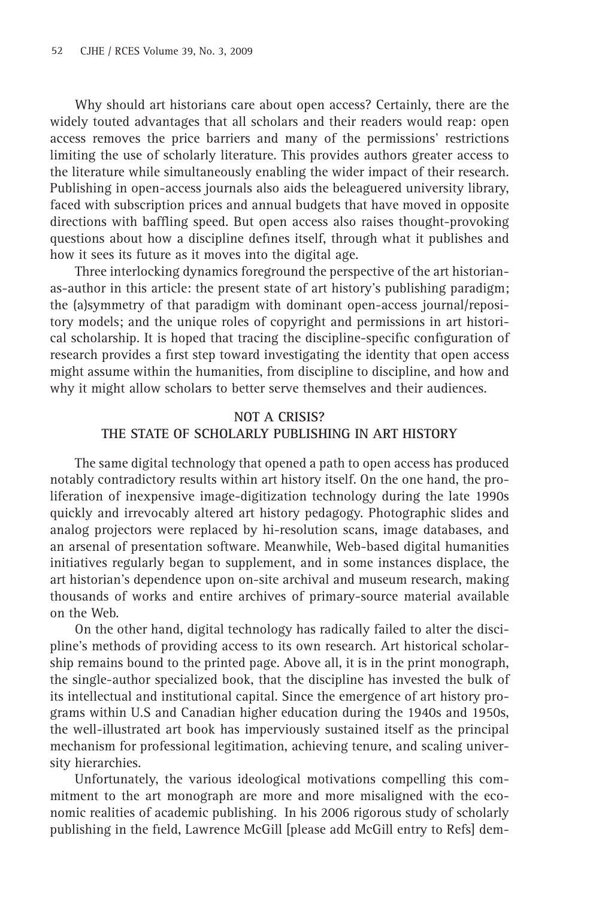Why should art historians care about open access? Certainly, there are the widely touted advantages that all scholars and their readers would reap: open access removes the price barriers and many of the permissions' restrictions limiting the use of scholarly literature. This provides authors greater access to the literature while simultaneously enabling the wider impact of their research. Publishing in open-access journals also aids the beleaguered university library, faced with subscription prices and annual budgets that have moved in opposite directions with baffling speed. But open access also raises thought-provoking questions about how a discipline defines itself, through what it publishes and how it sees its future as it moves into the digital age.

Three interlocking dynamics foreground the perspective of the art historian-as-author in this article: the present state of art history's publishing paradigm; the (a)symmetry of that paradigm with dominant open-access journal/repository models; and the unique roles of copyright and permissions in art historical scholarship. It is hoped that tracing the discipline-specific configuration of research provides a first step toward investigating the identity that open access might assume within the humanities, from discipline to discipline, and how and why it might allow scholars to better serve themselves and their audiences.

## NOT A CRISIS? THE STATE OF SCHOLARLY PUBLISHING IN ART HISTORY

The same digital technology that opened a path to open access has produced notably contradictory results within art history itself. On the one hand, the proliferation of inexpensive image-digitization technology during the late 1990s quickly and irrevocably altered art history pedagogy. Photographic slides and analog projectors were replaced by hi-resolution scans, image databases, and an arsenal of presentation software. Meanwhile, Web-based digital humanities initiatives regularly began to supplement, and in some instances displace, the art historian's dependence upon on-site archival and museum research, making thousands of works and entire archives of primary-source material available on the Web.

On the other hand, digital technology has radically failed to alter the discipline's methods of providing access to its own research. Art historical scholarship remains bound to the printed page. Above all, it is in the print monograph, the single-author specialized book, that the discipline has invested the bulk of its intellectual and institutional capital. Since the emergence of art history programs within U.S and Canadian higher education during the 1940s and 1950s, the well-illustrated art book has imperviously sustained itself as the principal mechanism for professional legitimation, achieving tenure, and scaling university hierarchies.

Unfortunately, the various ideological motivations compelling this commitment to the art monograph are more and more misaligned with the economic realities of academic publishing. In his 2006 rigorous study of scholarly publishing in the field, Lawrence McGill [please add McGill entry to Refs] dem-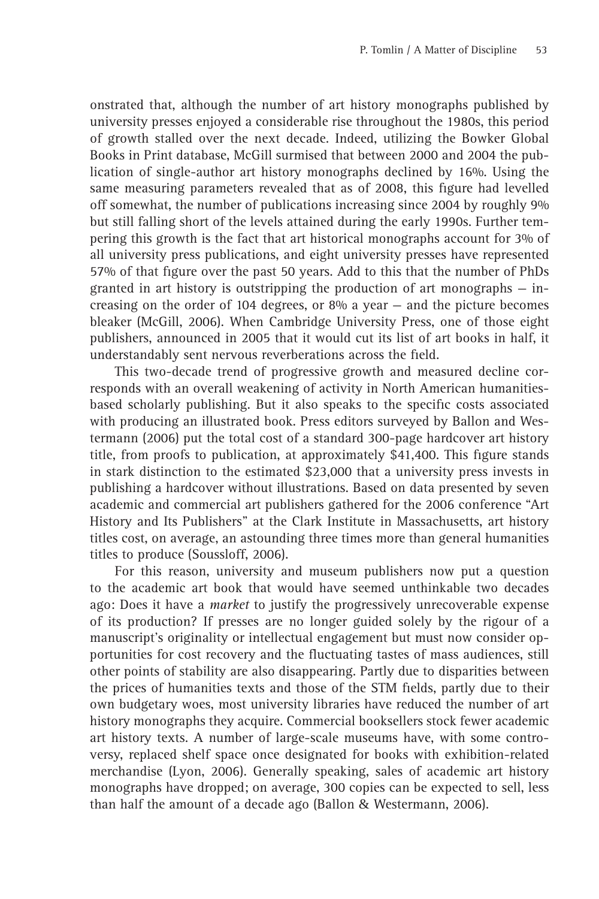onstrated that, although the number of art history monographs published by university presses enjoyed a considerable rise throughout the 1980s, this period of growth stalled over the next decade. Indeed, utilizing the Bowker Global Books in Print database, McGill surmised that between 2000 and 2004 the publication of single-author art history monographs declined by 16%. Using the same measuring parameters revealed that as of 2008, this figure had levelled off somewhat, the number of publications increasing since 2004 by roughly 9% but still falling short of the levels attained during the early 1990s. Further tempering this growth is the fact that art historical monographs account for 3% of all university press publications, and eight university presses have represented 57% of that figure over the past 50 years. Add to this that the number of PhDs granted in art history is outstripping the production of art monographs — increasing on the order of 104 degrees, or 8% a year — and the picture becomes bleaker (McGill, 2006). When Cambridge University Press, one of those eight publishers, announced in 2005 that it would cut its list of art books in half, it understandably sent nervous reverberations across the field.

This two-decade trend of progressive growth and measured decline corresponds with an overall weakening of activity in North American humanities-based scholarly publishing. But it also speaks to the specific costs associated with producing an illustrated book. Press editors surveyed by Ballon and Westermann (2006) put the total cost of a standard 300-page hardcover art history title, from proofs to publication, at approximately $41,400. This figure stands in stark distinction to the estimated $23,000 that a university press invests in publishing a hardcover without illustrations. Based on data presented by seven academic and commercial art publishers gathered for the 2006 conference "Art History and Its Publishers" at the Clark Institute in Massachusetts, art history titles cost, on average, an astounding three times more than general humanities titles to produce (Soussloff, 2006).

For this reason, university and museum publishers now put a question to the academic art book that would have seemed unthinkable two decades ago: Does it have a *market* to justify the progressively unrecoverable expense of its production? If presses are no longer guided solely by the rigour of a manuscript's originality or intellectual engagement but must now consider opportunities for cost recovery and the fluctuating tastes of mass audiences, still other points of stability are also disappearing. Partly due to disparities between the prices of humanities texts and those of the STM fields, partly due to their own budgetary woes, most university libraries have reduced the number of art history monographs they acquire. Commercial booksellers stock fewer academic art history texts. A number of large-scale museums have, with some controversy, replaced shelf space once designated for books with exhibition-related merchandise (Lyon, 2006). Generally speaking, sales of academic art history monographs have dropped; on average, 300 copies can be expected to sell, less than half the amount of a decade ago (Ballon & Westermann, 2006).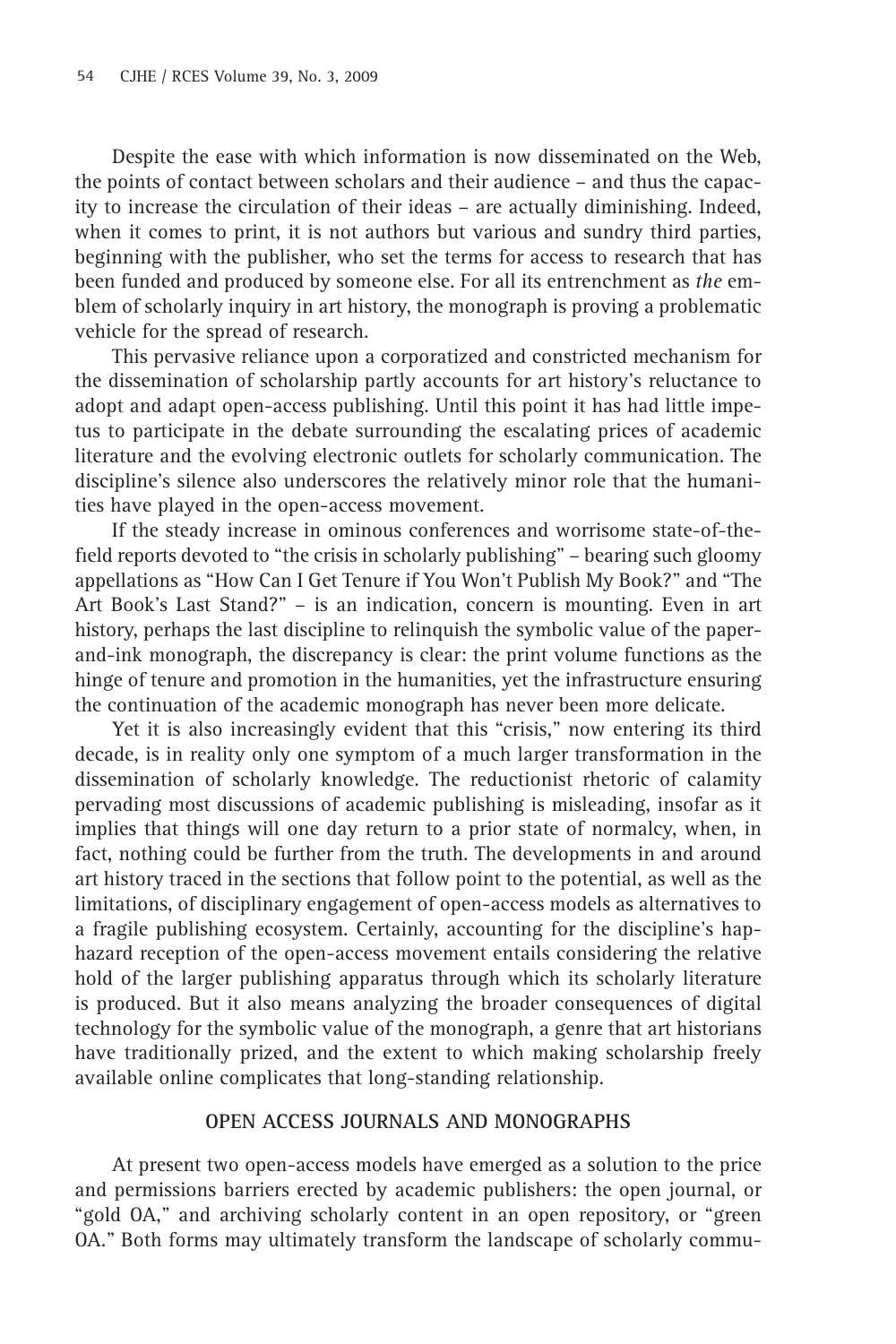Despite the ease with which information is now disseminated on the Web, the points of contact between scholars and their audience – and thus the capacity to increase the circulation of their ideas – are actually diminishing. Indeed, when it comes to print, it is not authors but various and sundry third parties, beginning with the publisher, who set the terms for access to research that has been funded and produced by someone else. For all its entrenchment as *the* emblem of scholarly inquiry in art history, the monograph is proving a problematic vehicle for the spread of research.

This pervasive reliance upon a corporatized and constricted mechanism for the dissemination of scholarship partly accounts for art history's reluctance to adopt and adapt open-access publishing. Until this point it has had little impetus to participate in the debate surrounding the escalating prices of academic literature and the evolving electronic outlets for scholarly communication. The discipline's silence also underscores the relatively minor role that the humanities have played in the open-access movement.

If the steady increase in ominous conferences and worrisome state-of-the-field reports devoted to "the crisis in scholarly publishing" – bearing such gloomy appellations as "How Can I Get Tenure if You Won't Publish My Book?" and "The Art Book's Last Stand?" – is an indication, concern is mounting. Even in art history, perhaps the last discipline to relinquish the symbolic value of the paper-and-ink monograph, the discrepancy is clear: the print volume functions as the hinge of tenure and promotion in the humanities, yet the infrastructure ensuring the continuation of the academic monograph has never been more delicate.

Yet it is also increasingly evident that this "crisis," now entering its third decade, is in reality only one symptom of a much larger transformation in the dissemination of scholarly knowledge. The reductionist rhetoric of calamity pervading most discussions of academic publishing is misleading, insofar as it implies that things will one day return to a prior state of normalcy, when, in fact, nothing could be further from the truth. The developments in and around art history traced in the sections that follow point to the potential, as well as the limitations, of disciplinary engagement of open-access models as alternatives to a fragile publishing ecosystem. Certainly, accounting for the discipline's haphazard reception of the open-access movement entails considering the relative hold of the larger publishing apparatus through which its scholarly literature is produced. But it also means analyzing the broader consequences of digital technology for the symbolic value of the monograph, a genre that art historians have traditionally prized, and the extent to which making scholarship freely available online complicates that long-standing relationship.

## OPEN ACCESS JOURNALS AND MONOGRAPHS

At present two open-access models have emerged as a solution to the price and permissions barriers erected by academic publishers: the open journal, or "gold OA," and archiving scholarly content in an open repository, or "green OA." Both forms may ultimately transform the landscape of scholarly commu-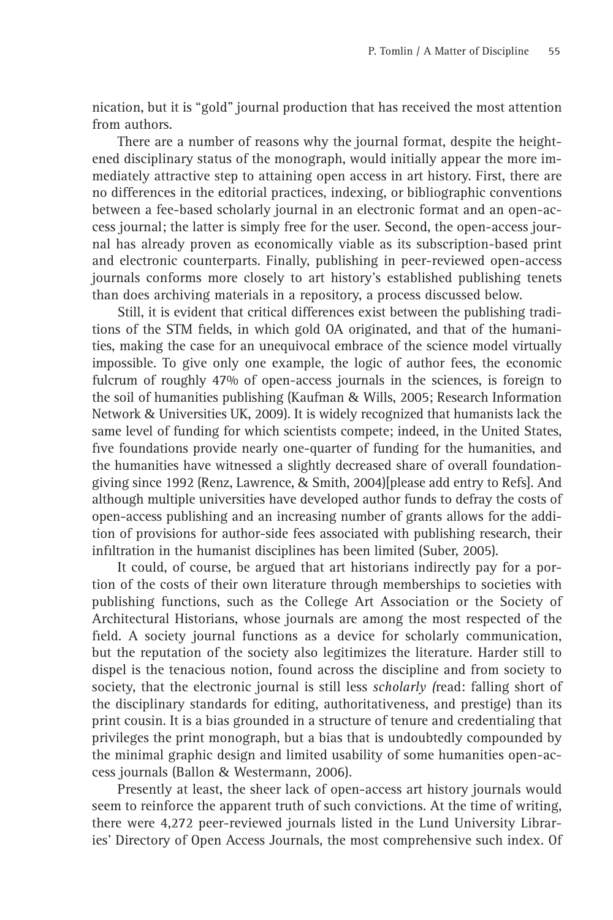nication, but it is "gold" journal production that has received the most attention from authors.

There are a number of reasons why the journal format, despite the heightened disciplinary status of the monograph, would initially appear the more immediately attractive step to attaining open access in art history. First, there are no differences in the editorial practices, indexing, or bibliographic conventions between a fee-based scholarly journal in an electronic format and an open-access journal; the latter is simply free for the user. Second, the open-access journal has already proven as economically viable as its subscription-based print and electronic counterparts. Finally, publishing in peer-reviewed open-access journals conforms more closely to art history's established publishing tenets than does archiving materials in a repository, a process discussed below.

Still, it is evident that critical differences exist between the publishing traditions of the STM fields, in which gold OA originated, and that of the humanities, making the case for an unequivocal embrace of the science model virtually impossible. To give only one example, the logic of author fees, the economic fulcrum of roughly 47% of open-access journals in the sciences, is foreign to the soil of humanities publishing (Kaufman & Wills, 2005; Research Information Network & Universities UK, 2009). It is widely recognized that humanists lack the same level of funding for which scientists compete; indeed, in the United States, five foundations provide nearly one-quarter of funding for the humanities, and the humanities have witnessed a slightly decreased share of overall foundation-giving since 1992 (Renz, Lawrence, & Smith, 2004)[please add entry to Refs]. And although multiple universities have developed author funds to defray the costs of open-access publishing and an increasing number of grants allows for the addition of provisions for author-side fees associated with publishing research, their infiltration in the humanist disciplines has been limited (Suber, 2005).

It could, of course, be argued that art historians indirectly pay for a portion of the costs of their own literature through memberships to societies with publishing functions, such as the College Art Association or the Society of Architectural Historians, whose journals are among the most respected of the field. A society journal functions as a device for scholarly communication, but the reputation of the society also legitimizes the literature. Harder still to dispel is the tenacious notion, found across the discipline and from society to society, that the electronic journal is still less *scholarly (*read: falling short of the disciplinary standards for editing, authoritativeness, and prestige) than its print cousin. It is a bias grounded in a structure of tenure and credentialing that privileges the print monograph, but a bias that is undoubtedly compounded by the minimal graphic design and limited usability of some humanities open-access journals (Ballon & Westermann, 2006).

Presently at least, the sheer lack of open-access art history journals would seem to reinforce the apparent truth of such convictions. At the time of writing, there were 4,272 peer-reviewed journals listed in the Lund University Libraries' Directory of Open Access Journals, the most comprehensive such index. Of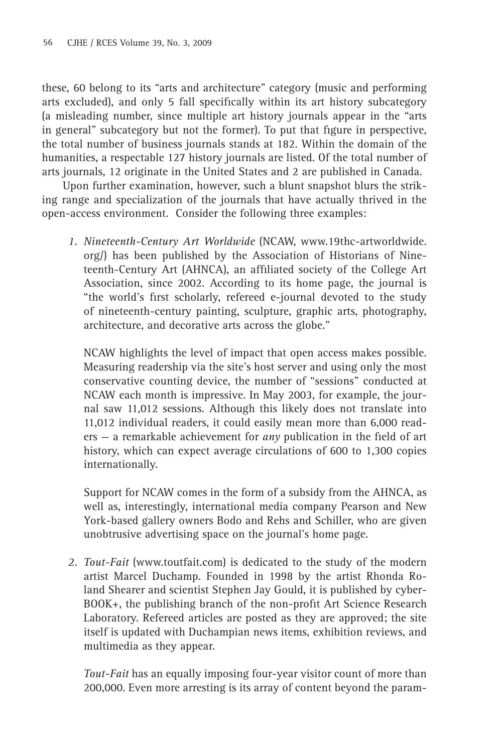these, 60 belong to its "arts and architecture" category (music and performing arts excluded), and only 5 fall specifically within its art history subcategory (a misleading number, since multiple art history journals appear in the "arts in general" subcategory but not the former). To put that figure in perspective, the total number of business journals stands at 182. Within the domain of the humanities, a respectable 127 history journals are listed. Of the total number of arts journals, 12 originate in the United States and 2 are published in Canada.

Upon further examination, however, such a blunt snapshot blurs the striking range and specialization of the journals that have actually thrived in the open-access environment. Consider the following three examples:

1. *Nineteenth-Century Art Worldwide* (NCAW, www.19thc-artworldwide.org/) has been published by the Association of Historians of Nineteenth-Century Art (AHNCA), an affiliated society of the College Art Association, since 2002. According to its home page, the journal is "the world's first scholarly, refereed e-journal devoted to the study of nineteenth-century painting, sculpture, graphic arts, photography, architecture, and decorative arts across the globe."

   NCAW highlights the level of impact that open access makes possible. Measuring readership via the site's host server and using only the most conservative counting device, the number of "sessions" conducted at NCAW each month is impressive. In May 2003, for example, the journal saw 11,012 sessions. Although this likely does not translate into 11,012 individual readers, it could easily mean more than 6,000 readers — a remarkable achievement for *any* publication in the field of art history, which can expect average circulations of 600 to 1,300 copies internationally.

   Support for NCAW comes in the form of a subsidy from the AHNCA, as well as, interestingly, international media company Pearson and New York-based gallery owners Bodo and Rehs and Schiller, who are given unobtrusive advertising space on the journal's home page.

2. *Tout-Fait* (www.toutfait.com) is dedicated to the study of the modern artist Marcel Duchamp. Founded in 1998 by the artist Rhonda Roland Shearer and scientist Stephen Jay Gould, it is published by cyberBOOK+, the publishing branch of the non-profit Art Science Research Laboratory. Refereed articles are posted as they are approved; the site itself is updated with Duchampian news items, exhibition reviews, and multimedia as they appear.

   *Tout-Fait* has an equally imposing four-year visitor count of more than 200,000. Even more arresting is its array of content beyond the param-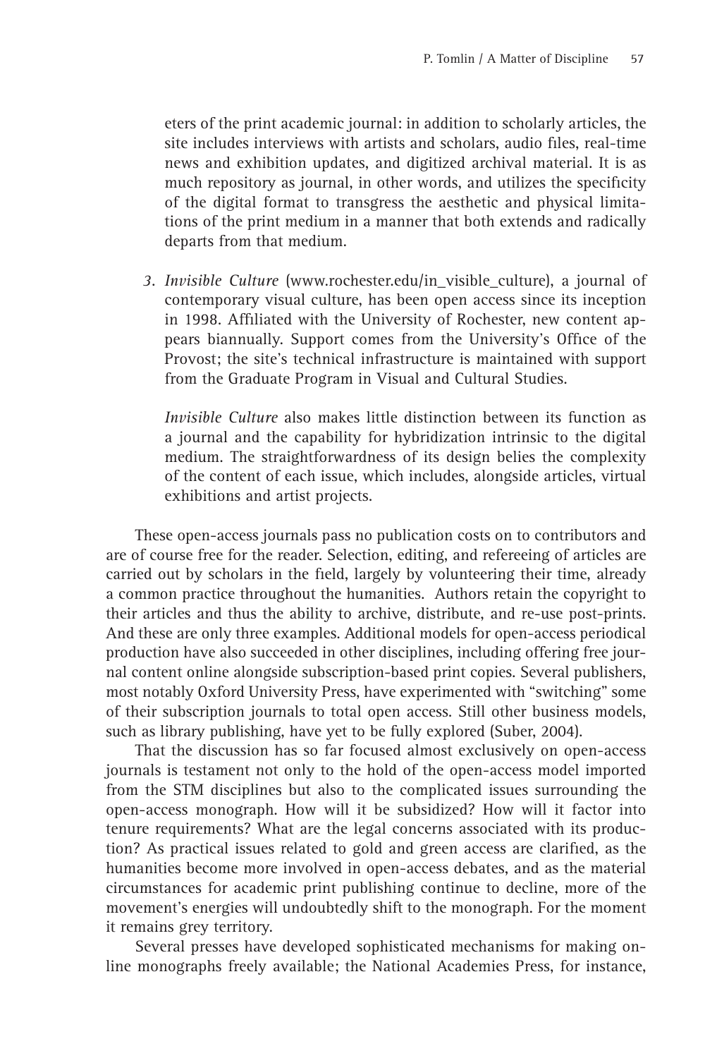eters of the print academic journal: in addition to scholarly articles, the site includes interviews with artists and scholars, audio files, real-time news and exhibition updates, and digitized archival material. It is as much repository as journal, in other words, and utilizes the specificity of the digital format to transgress the aesthetic and physical limitations of the print medium in a manner that both extends and radically departs from that medium.

3. *Invisible Culture* (www.rochester.edu/in_visible_culture), a journal of contemporary visual culture, has been open access since its inception in 1998. Affiliated with the University of Rochester, new content appears biannually. Support comes from the University's Office of the Provost; the site's technical infrastructure is maintained with support from the Graduate Program in Visual and Cultural Studies.

   *Invisible Culture* also makes little distinction between its function as a journal and the capability for hybridization intrinsic to the digital medium. The straightforwardness of its design belies the complexity of the content of each issue, which includes, alongside articles, virtual exhibitions and artist projects.

These open-access journals pass no publication costs on to contributors and are of course free for the reader. Selection, editing, and refereeing of articles are carried out by scholars in the field, largely by volunteering their time, already a common practice throughout the humanities. Authors retain the copyright to their articles and thus the ability to archive, distribute, and re-use post-prints. And these are only three examples. Additional models for open-access periodical production have also succeeded in other disciplines, including offering free journal content online alongside subscription-based print copies. Several publishers, most notably Oxford University Press, have experimented with "switching" some of their subscription journals to total open access. Still other business models, such as library publishing, have yet to be fully explored (Suber, 2004).

That the discussion has so far focused almost exclusively on open-access journals is testament not only to the hold of the open-access model imported from the STM disciplines but also to the complicated issues surrounding the open-access monograph. How will it be subsidized? How will it factor into tenure requirements? What are the legal concerns associated with its production? As practical issues related to gold and green access are clarified, as the humanities become more involved in open-access debates, and as the material circumstances for academic print publishing continue to decline, more of the movement's energies will undoubtedly shift to the monograph. For the moment it remains grey territory.

Several presses have developed sophisticated mechanisms for making online monographs freely available; the National Academies Press, for instance,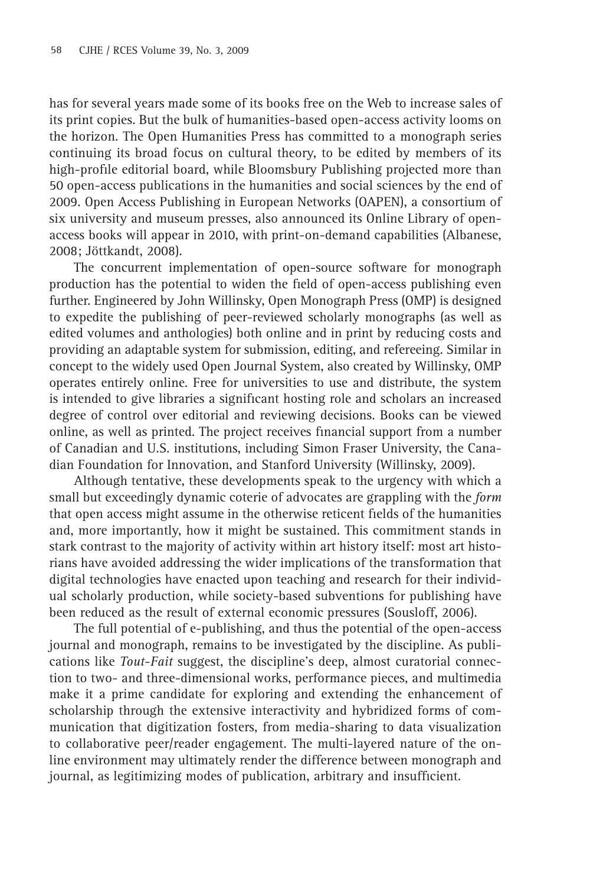has for several years made some of its books free on the Web to increase sales of its print copies. But the bulk of humanities-based open-access activity looms on the horizon. The Open Humanities Press has committed to a monograph series continuing its broad focus on cultural theory, to be edited by members of its high-profile editorial board, while Bloomsbury Publishing projected more than 50 open-access publications in the humanities and social sciences by the end of 2009. Open Access Publishing in European Networks (OAPEN), a consortium of six university and museum presses, also announced its Online Library of open-access books will appear in 2010, with print-on-demand capabilities (Albanese, 2008; Jöttkandt, 2008).

The concurrent implementation of open-source software for monograph production has the potential to widen the field of open-access publishing even further. Engineered by John Willinsky, Open Monograph Press (OMP) is designed to expedite the publishing of peer-reviewed scholarly monographs (as well as edited volumes and anthologies) both online and in print by reducing costs and providing an adaptable system for submission, editing, and refereeing. Similar in concept to the widely used Open Journal System, also created by Willinsky, OMP operates entirely online. Free for universities to use and distribute, the system is intended to give libraries a significant hosting role and scholars an increased degree of control over editorial and reviewing decisions. Books can be viewed online, as well as printed. The project receives financial support from a number of Canadian and U.S. institutions, including Simon Fraser University, the Canadian Foundation for Innovation, and Stanford University (Willinsky, 2009).

Although tentative, these developments speak to the urgency with which a small but exceedingly dynamic coterie of advocates are grappling with the *form* that open access might assume in the otherwise reticent fields of the humanities and, more importantly, how it might be sustained. This commitment stands in stark contrast to the majority of activity within art history itself: most art historians have avoided addressing the wider implications of the transformation that digital technologies have enacted upon teaching and research for their individual scholarly production, while society-based subventions for publishing have been reduced as the result of external economic pressures (Sousloff, 2006).

The full potential of e-publishing, and thus the potential of the open-access journal and monograph, remains to be investigated by the discipline. As publications like *Tout-Fait* suggest, the discipline's deep, almost curatorial connection to two- and three-dimensional works, performance pieces, and multimedia make it a prime candidate for exploring and extending the enhancement of scholarship through the extensive interactivity and hybridized forms of communication that digitization fosters, from media-sharing to data visualization to collaborative peer/reader engagement. The multi-layered nature of the online environment may ultimately render the difference between monograph and journal, as legitimizing modes of publication, arbitrary and insufficient.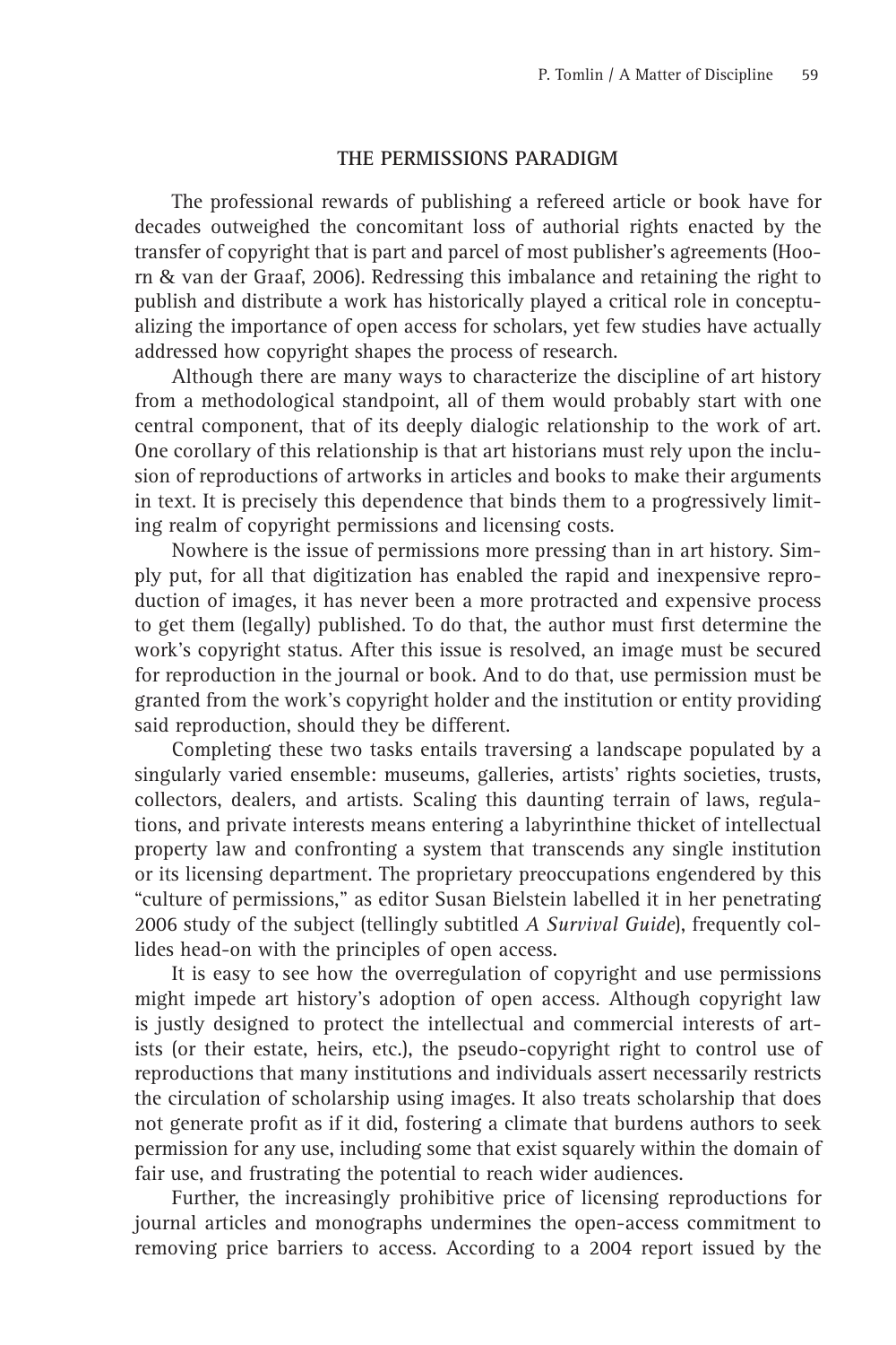## THE PERMISSIONS PARADIGM

The professional rewards of publishing a refereed article or book have for decades outweighed the concomitant loss of authorial rights enacted by the transfer of copyright that is part and parcel of most publisher's agreements (Hoorn & van der Graaf, 2006). Redressing this imbalance and retaining the right to publish and distribute a work has historically played a critical role in conceptualizing the importance of open access for scholars, yet few studies have actually addressed how copyright shapes the process of research.

Although there are many ways to characterize the discipline of art history from a methodological standpoint, all of them would probably start with one central component, that of its deeply dialogic relationship to the work of art. One corollary of this relationship is that art historians must rely upon the inclusion of reproductions of artworks in articles and books to make their arguments in text. It is precisely this dependence that binds them to a progressively limiting realm of copyright permissions and licensing costs.

Nowhere is the issue of permissions more pressing than in art history. Simply put, for all that digitization has enabled the rapid and inexpensive reproduction of images, it has never been a more protracted and expensive process to get them (legally) published. To do that, the author must first determine the work's copyright status. After this issue is resolved, an image must be secured for reproduction in the journal or book. And to do that, use permission must be granted from the work's copyright holder and the institution or entity providing said reproduction, should they be different.

Completing these two tasks entails traversing a landscape populated by a singularly varied ensemble: museums, galleries, artists' rights societies, trusts, collectors, dealers, and artists. Scaling this daunting terrain of laws, regulations, and private interests means entering a labyrinthine thicket of intellectual property law and confronting a system that transcends any single institution or its licensing department. The proprietary preoccupations engendered by this "culture of permissions," as editor Susan Bielstein labelled it in her penetrating 2006 study of the subject (tellingly subtitled *A Survival Guide*), frequently collides head-on with the principles of open access.

It is easy to see how the overregulation of copyright and use permissions might impede art history's adoption of open access. Although copyright law is justly designed to protect the intellectual and commercial interests of artists (or their estate, heirs, etc.), the pseudo-copyright right to control use of reproductions that many institutions and individuals assert necessarily restricts the circulation of scholarship using images. It also treats scholarship that does not generate profit as if it did, fostering a climate that burdens authors to seek permission for any use, including some that exist squarely within the domain of fair use, and frustrating the potential to reach wider audiences.

Further, the increasingly prohibitive price of licensing reproductions for journal articles and monographs undermines the open-access commitment to removing price barriers to access. According to a 2004 report issued by the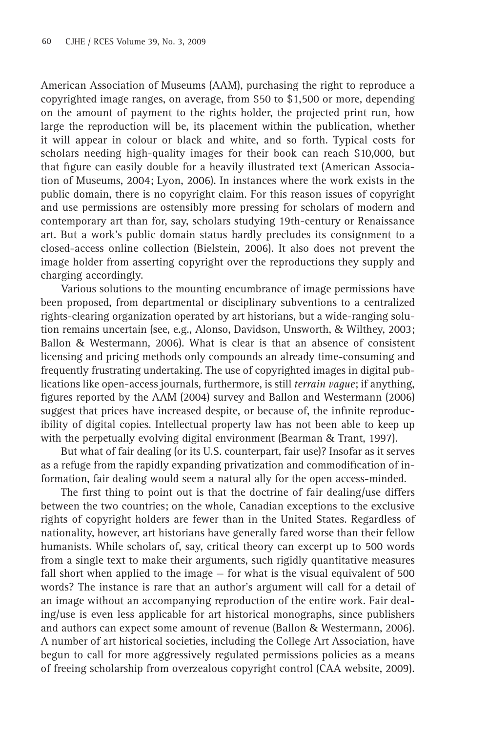American Association of Museums (AAM), purchasing the right to reproduce a copyrighted image ranges, on average, from \$50 to \$1,500 or more, depending on the amount of payment to the rights holder, the projected print run, how large the reproduction will be, its placement within the publication, whether it will appear in colour or black and white, and so forth. Typical costs for scholars needing high-quality images for their book can reach \$10,000, but that figure can easily double for a heavily illustrated text (American Association of Museums, 2004; Lyon, 2006). In instances where the work exists in the public domain, there is no copyright claim. For this reason issues of copyright and use permissions are ostensibly more pressing for scholars of modern and contemporary art than for, say, scholars studying 19th-century or Renaissance art. But a work's public domain status hardly precludes its consignment to a closed-access online collection (Bielstein, 2006). It also does not prevent the image holder from asserting copyright over the reproductions they supply and charging accordingly.

Various solutions to the mounting encumbrance of image permissions have been proposed, from departmental or disciplinary subventions to a centralized rights-clearing organization operated by art historians, but a wide-ranging solution remains uncertain (see, e.g., Alonso, Davidson, Unsworth, & Wilthey, 2003; Ballon & Westermann, 2006). What is clear is that an absence of consistent licensing and pricing methods only compounds an already time-consuming and frequently frustrating undertaking. The use of copyrighted images in digital publications like open-access journals, furthermore, is still *terrain vague*; if anything, figures reported by the AAM (2004) survey and Ballon and Westermann (2006) suggest that prices have increased despite, or because of, the infinite reproducibility of digital copies. Intellectual property law has not been able to keep up with the perpetually evolving digital environment (Bearman & Trant, 1997).

But what of fair dealing (or its U.S. counterpart, fair use)? Insofar as it serves as a refuge from the rapidly expanding privatization and commodification of information, fair dealing would seem a natural ally for the open access-minded.

The first thing to point out is that the doctrine of fair dealing/use differs between the two countries; on the whole, Canadian exceptions to the exclusive rights of copyright holders are fewer than in the United States. Regardless of nationality, however, art historians have generally fared worse than their fellow humanists. While scholars of, say, critical theory can excerpt up to 500 words from a single text to make their arguments, such rigidly quantitative measures fall short when applied to the image — for what is the visual equivalent of 500 words? The instance is rare that an author's argument will call for a detail of an image without an accompanying reproduction of the entire work. Fair dealing/use is even less applicable for art historical monographs, since publishers and authors can expect some amount of revenue (Ballon & Westermann, 2006). A number of art historical societies, including the College Art Association, have begun to call for more aggressively regulated permissions policies as a means of freeing scholarship from overzealous copyright control (CAA website, 2009).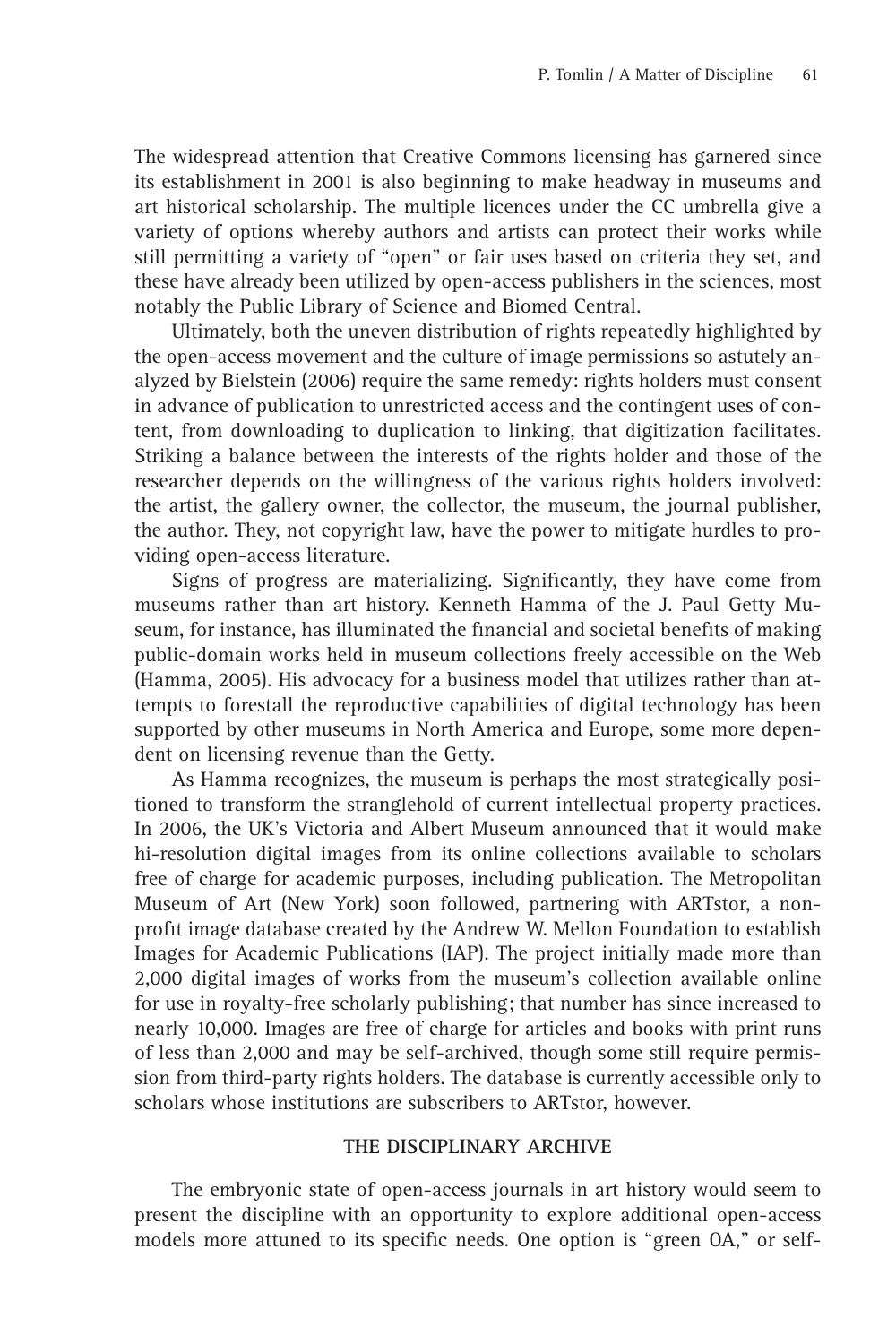The widespread attention that Creative Commons licensing has garnered since its establishment in 2001 is also beginning to make headway in museums and art historical scholarship. The multiple licences under the CC umbrella give a variety of options whereby authors and artists can protect their works while still permitting a variety of "open" or fair uses based on criteria they set, and these have already been utilized by open-access publishers in the sciences, most notably the Public Library of Science and Biomed Central.

Ultimately, both the uneven distribution of rights repeatedly highlighted by the open-access movement and the culture of image permissions so astutely analyzed by Bielstein (2006) require the same remedy: rights holders must consent in advance of publication to unrestricted access and the contingent uses of content, from downloading to duplication to linking, that digitization facilitates. Striking a balance between the interests of the rights holder and those of the researcher depends on the willingness of the various rights holders involved: the artist, the gallery owner, the collector, the museum, the journal publisher, the author. They, not copyright law, have the power to mitigate hurdles to providing open-access literature.

Signs of progress are materializing. Significantly, they have come from museums rather than art history. Kenneth Hamma of the J. Paul Getty Museum, for instance, has illuminated the financial and societal benefits of making public-domain works held in museum collections freely accessible on the Web (Hamma, 2005). His advocacy for a business model that utilizes rather than attempts to forestall the reproductive capabilities of digital technology has been supported by other museums in North America and Europe, some more dependent on licensing revenue than the Getty.

As Hamma recognizes, the museum is perhaps the most strategically positioned to transform the stranglehold of current intellectual property practices. In 2006, the UK's Victoria and Albert Museum announced that it would make hi-resolution digital images from its online collections available to scholars free of charge for academic purposes, including publication. The Metropolitan Museum of Art (New York) soon followed, partnering with ARTstor, a nonprofit image database created by the Andrew W. Mellon Foundation to establish Images for Academic Publications (IAP). The project initially made more than 2,000 digital images of works from the museum's collection available online for use in royalty-free scholarly publishing; that number has since increased to nearly 10,000. Images are free of charge for articles and books with print runs of less than 2,000 and may be self-archived, though some still require permission from third-party rights holders. The database is currently accessible only to scholars whose institutions are subscribers to ARTstor, however.

## THE DISCIPLINARY ARCHIVE

The embryonic state of open-access journals in art history would seem to present the discipline with an opportunity to explore additional open-access models more attuned to its specific needs. One option is "green OA," or self-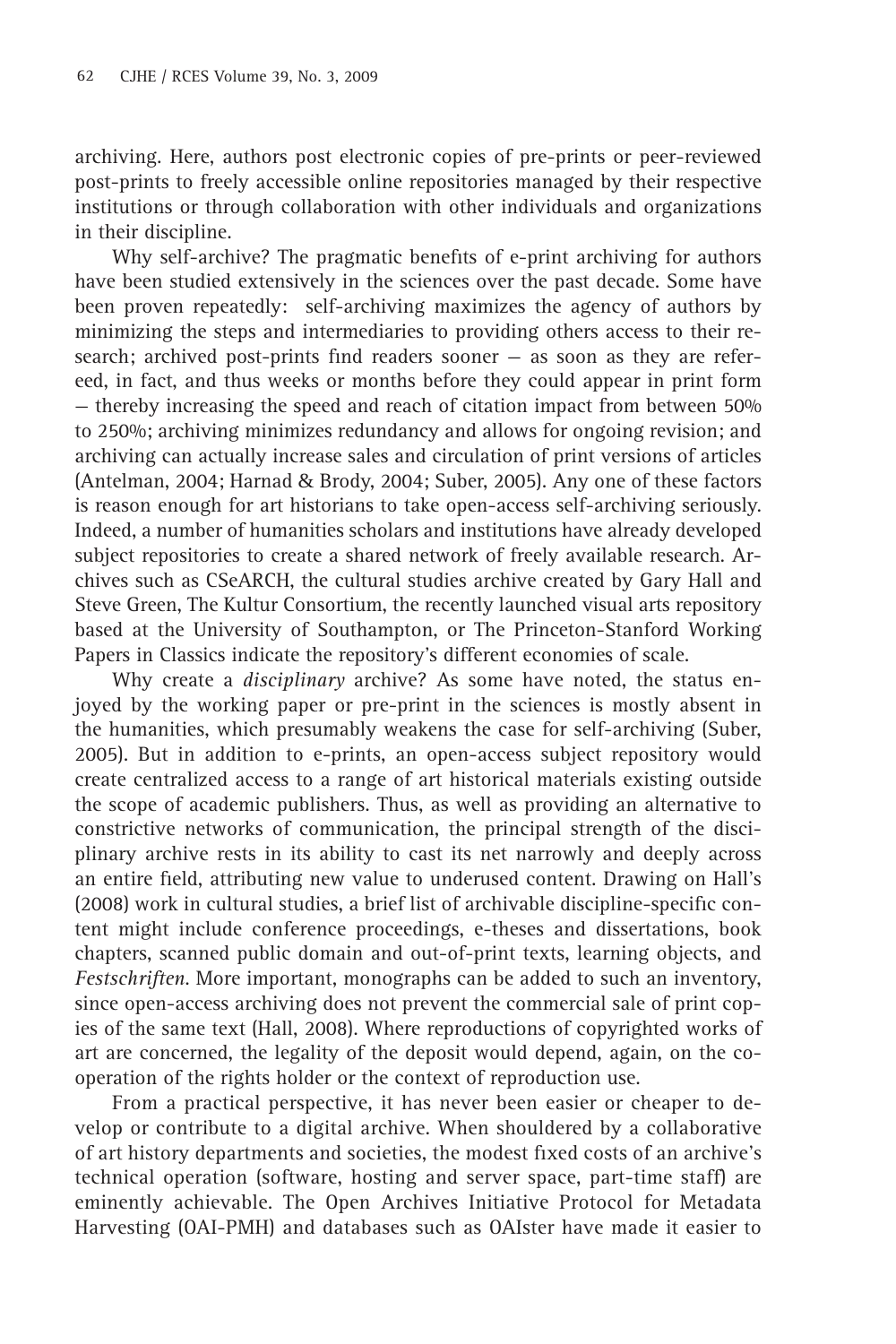archiving. Here, authors post electronic copies of pre-prints or peer-reviewed post-prints to freely accessible online repositories managed by their respective institutions or through collaboration with other individuals and organizations in their discipline.

Why self-archive? The pragmatic benefits of e-print archiving for authors have been studied extensively in the sciences over the past decade. Some have been proven repeatedly: self-archiving maximizes the agency of authors by minimizing the steps and intermediaries to providing others access to their research; archived post-prints find readers sooner — as soon as they are refereed, in fact, and thus weeks or months before they could appear in print form — thereby increasing the speed and reach of citation impact from between 50% to 250%; archiving minimizes redundancy and allows for ongoing revision; and archiving can actually increase sales and circulation of print versions of articles (Antelman, 2004; Harnad & Brody, 2004; Suber, 2005). Any one of these factors is reason enough for art historians to take open-access self-archiving seriously. Indeed, a number of humanities scholars and institutions have already developed subject repositories to create a shared network of freely available research. Archives such as CSeARCH, the cultural studies archive created by Gary Hall and Steve Green, The Kultur Consortium, the recently launched visual arts repository based at the University of Southampton, or The Princeton-Stanford Working Papers in Classics indicate the repository's different economies of scale.

Why create a *disciplinary* archive? As some have noted, the status enjoyed by the working paper or pre-print in the sciences is mostly absent in the humanities, which presumably weakens the case for self-archiving (Suber, 2005). But in addition to e-prints, an open-access subject repository would create centralized access to a range of art historical materials existing outside the scope of academic publishers. Thus, as well as providing an alternative to constrictive networks of communication, the principal strength of the disciplinary archive rests in its ability to cast its net narrowly and deeply across an entire field, attributing new value to underused content. Drawing on Hall's (2008) work in cultural studies, a brief list of archivable discipline-specific content might include conference proceedings, e-theses and dissertations, book chapters, scanned public domain and out-of-print texts, learning objects, and *Festschriften*. More important, monographs can be added to such an inventory, since open-access archiving does not prevent the commercial sale of print copies of the same text (Hall, 2008). Where reproductions of copyrighted works of art are concerned, the legality of the deposit would depend, again, on the cooperation of the rights holder or the context of reproduction use.

From a practical perspective, it has never been easier or cheaper to develop or contribute to a digital archive. When shouldered by a collaborative of art history departments and societies, the modest fixed costs of an archive's technical operation (software, hosting and server space, part-time staff) are eminently achievable. The Open Archives Initiative Protocol for Metadata Harvesting (OAI-PMH) and databases such as OAIster have made it easier to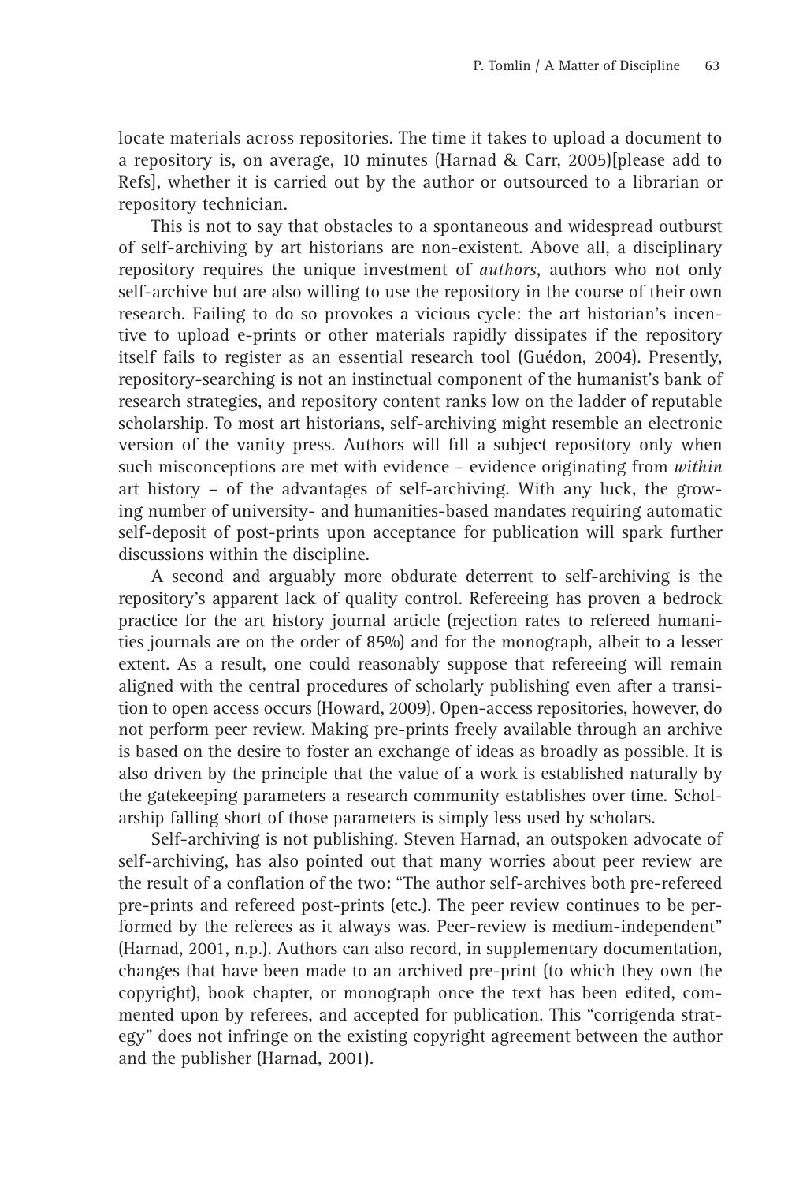locate materials across repositories. The time it takes to upload a document to a repository is, on average, 10 minutes (Harnad & Carr, 2005)[please add to Refs], whether it is carried out by the author or outsourced to a librarian or repository technician.

This is not to say that obstacles to a spontaneous and widespread outburst of self-archiving by art historians are non-existent. Above all, a disciplinary repository requires the unique investment of *authors*, authors who not only self-archive but are also willing to use the repository in the course of their own research. Failing to do so provokes a vicious cycle: the art historian's incentive to upload e-prints or other materials rapidly dissipates if the repository itself fails to register as an essential research tool (Guédon, 2004). Presently, repository-searching is not an instinctual component of the humanist's bank of research strategies, and repository content ranks low on the ladder of reputable scholarship. To most art historians, self-archiving might resemble an electronic version of the vanity press. Authors will fill a subject repository only when such misconceptions are met with evidence – evidence originating from *within* art history – of the advantages of self-archiving. With any luck, the growing number of university- and humanities-based mandates requiring automatic self-deposit of post-prints upon acceptance for publication will spark further discussions within the discipline.

A second and arguably more obdurate deterrent to self-archiving is the repository's apparent lack of quality control. Refereeing has proven a bedrock practice for the art history journal article (rejection rates to refereed humanities journals are on the order of 85%) and for the monograph, albeit to a lesser extent. As a result, one could reasonably suppose that refereeing will remain aligned with the central procedures of scholarly publishing even after a transition to open access occurs (Howard, 2009). Open-access repositories, however, do not perform peer review. Making pre-prints freely available through an archive is based on the desire to foster an exchange of ideas as broadly as possible. It is also driven by the principle that the value of a work is established naturally by the gatekeeping parameters a research community establishes over time. Scholarship falling short of those parameters is simply less used by scholars.

Self-archiving is not publishing. Steven Harnad, an outspoken advocate of self-archiving, has also pointed out that many worries about peer review are the result of a conflation of the two: "The author self-archives both pre-refereed pre-prints and refereed post-prints (etc.). The peer review continues to be performed by the referees as it always was. Peer-review is medium-independent" (Harnad, 2001, n.p.). Authors can also record, in supplementary documentation, changes that have been made to an archived pre-print (to which they own the copyright), book chapter, or monograph once the text has been edited, commented upon by referees, and accepted for publication. This "corrigenda strategy" does not infringe on the existing copyright agreement between the author and the publisher (Harnad, 2001).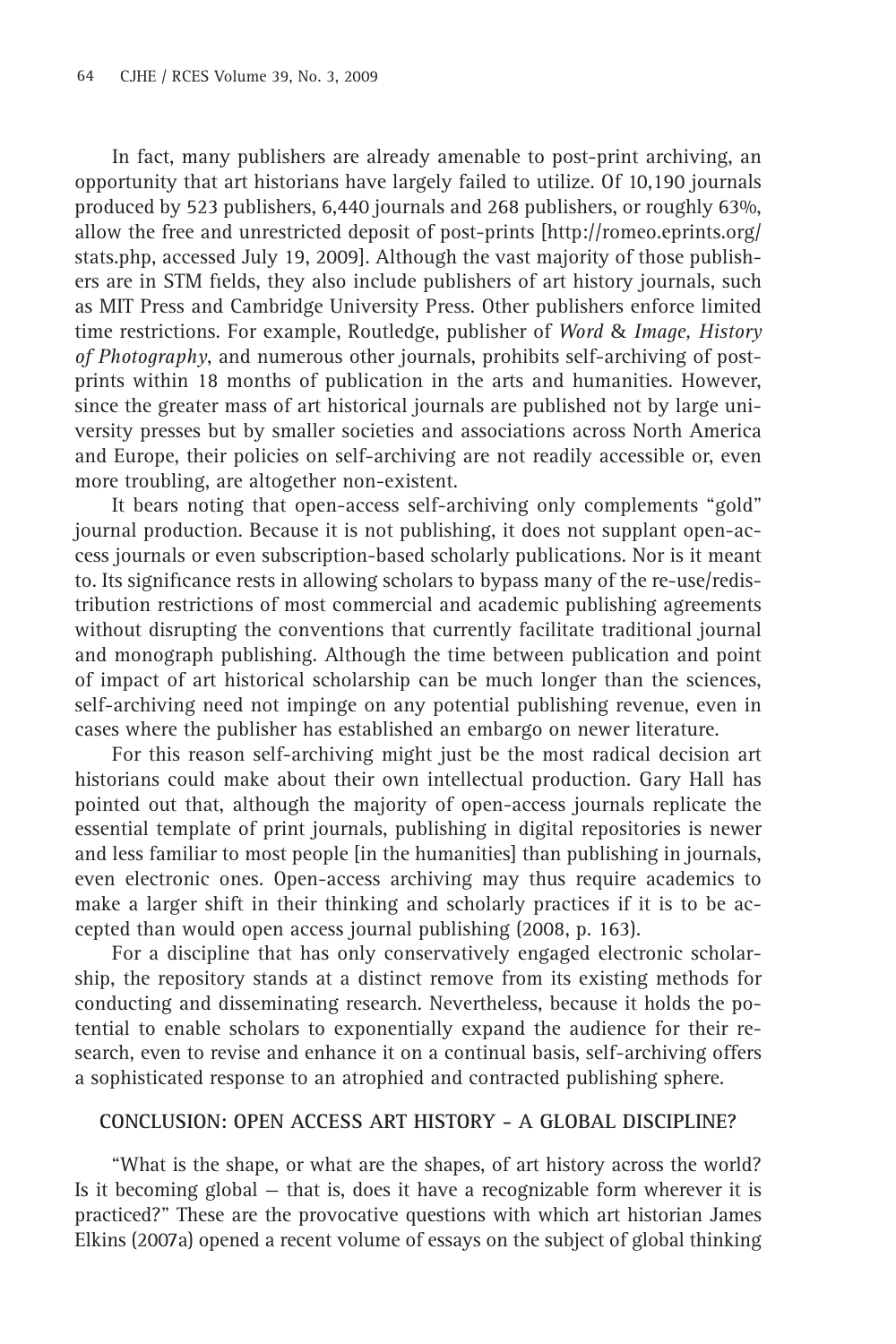In fact, many publishers are already amenable to post-print archiving, an opportunity that art historians have largely failed to utilize. Of 10,190 journals produced by 523 publishers, 6,440 journals and 268 publishers, or roughly 63%, allow the free and unrestricted deposit of post-prints [http://romeo.eprints.org/stats.php, accessed July 19, 2009]. Although the vast majority of those publishers are in STM fields, they also include publishers of art history journals, such as MIT Press and Cambridge University Press. Other publishers enforce limited time restrictions. For example, Routledge, publisher of *Word* & *Image, History of Photography*, and numerous other journals, prohibits self-archiving of post-prints within 18 months of publication in the arts and humanities. However, since the greater mass of art historical journals are published not by large university presses but by smaller societies and associations across North America and Europe, their policies on self-archiving are not readily accessible or, even more troubling, are altogether non-existent.

It bears noting that open-access self-archiving only complements "gold" journal production. Because it is not publishing, it does not supplant open-access journals or even subscription-based scholarly publications. Nor is it meant to. Its significance rests in allowing scholars to bypass many of the re-use/redistribution restrictions of most commercial and academic publishing agreements without disrupting the conventions that currently facilitate traditional journal and monograph publishing. Although the time between publication and point of impact of art historical scholarship can be much longer than the sciences, self-archiving need not impinge on any potential publishing revenue, even in cases where the publisher has established an embargo on newer literature.

For this reason self-archiving might just be the most radical decision art historians could make about their own intellectual production. Gary Hall has pointed out that, although the majority of open-access journals replicate the essential template of print journals, publishing in digital repositories is newer and less familiar to most people [in the humanities] than publishing in journals, even electronic ones. Open-access archiving may thus require academics to make a larger shift in their thinking and scholarly practices if it is to be accepted than would open access journal publishing (2008, p. 163).

For a discipline that has only conservatively engaged electronic scholarship, the repository stands at a distinct remove from its existing methods for conducting and disseminating research. Nevertheless, because it holds the potential to enable scholars to exponentially expand the audience for their research, even to revise and enhance it on a continual basis, self-archiving offers a sophisticated response to an atrophied and contracted publishing sphere.

## CONCLUSION: OPEN ACCESS ART HISTORY - A GLOBAL DISCIPLINE?

"What is the shape, or what are the shapes, of art history across the world? Is it becoming global — that is, does it have a recognizable form wherever it is practiced?" These are the provocative questions with which art historian James Elkins (2007a) opened a recent volume of essays on the subject of global thinking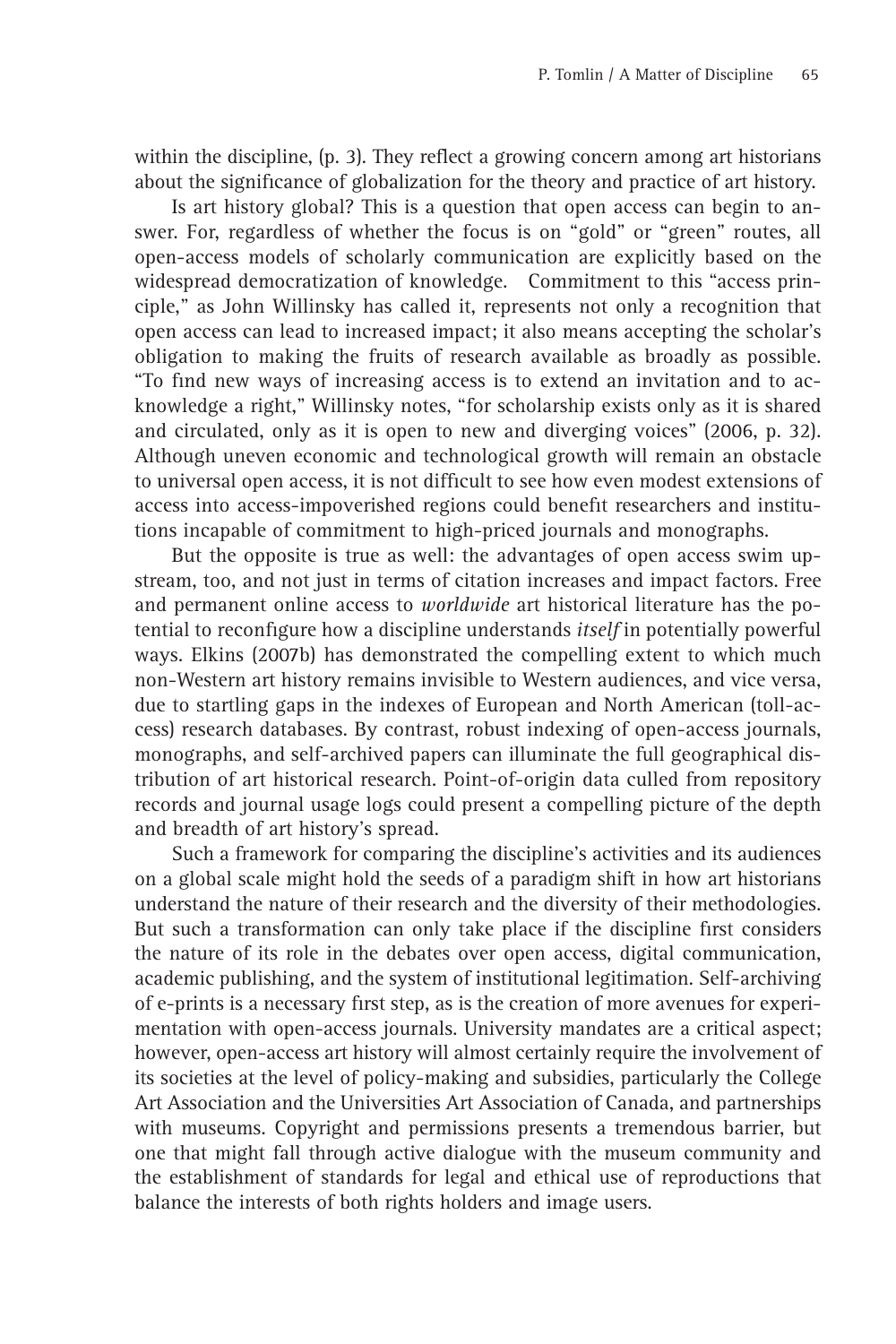within the discipline, (p. 3). They reflect a growing concern among art historians about the significance of globalization for the theory and practice of art history.

Is art history global? This is a question that open access can begin to answer. For, regardless of whether the focus is on "gold" or "green" routes, all open-access models of scholarly communication are explicitly based on the widespread democratization of knowledge. Commitment to this "access principle," as John Willinsky has called it, represents not only a recognition that open access can lead to increased impact; it also means accepting the scholar's obligation to making the fruits of research available as broadly as possible. "To find new ways of increasing access is to extend an invitation and to acknowledge a right," Willinsky notes, "for scholarship exists only as it is shared and circulated, only as it is open to new and diverging voices" (2006, p. 32). Although uneven economic and technological growth will remain an obstacle to universal open access, it is not difficult to see how even modest extensions of access into access-impoverished regions could benefit researchers and institutions incapable of commitment to high-priced journals and monographs.

But the opposite is true as well: the advantages of open access swim upstream, too, and not just in terms of citation increases and impact factors. Free and permanent online access to *worldwide* art historical literature has the potential to reconfigure how a discipline understands *itself* in potentially powerful ways. Elkins (2007b) has demonstrated the compelling extent to which much non-Western art history remains invisible to Western audiences, and vice versa, due to startling gaps in the indexes of European and North American (toll-access) research databases. By contrast, robust indexing of open-access journals, monographs, and self-archived papers can illuminate the full geographical distribution of art historical research. Point-of-origin data culled from repository records and journal usage logs could present a compelling picture of the depth and breadth of art history's spread.

Such a framework for comparing the discipline's activities and its audiences on a global scale might hold the seeds of a paradigm shift in how art historians understand the nature of their research and the diversity of their methodologies. But such a transformation can only take place if the discipline first considers the nature of its role in the debates over open access, digital communication, academic publishing, and the system of institutional legitimation. Self-archiving of e-prints is a necessary first step, as is the creation of more avenues for experimentation with open-access journals. University mandates are a critical aspect; however, open-access art history will almost certainly require the involvement of its societies at the level of policy-making and subsidies, particularly the College Art Association and the Universities Art Association of Canada, and partnerships with museums. Copyright and permissions presents a tremendous barrier, but one that might fall through active dialogue with the museum community and the establishment of standards for legal and ethical use of reproductions that balance the interests of both rights holders and image users.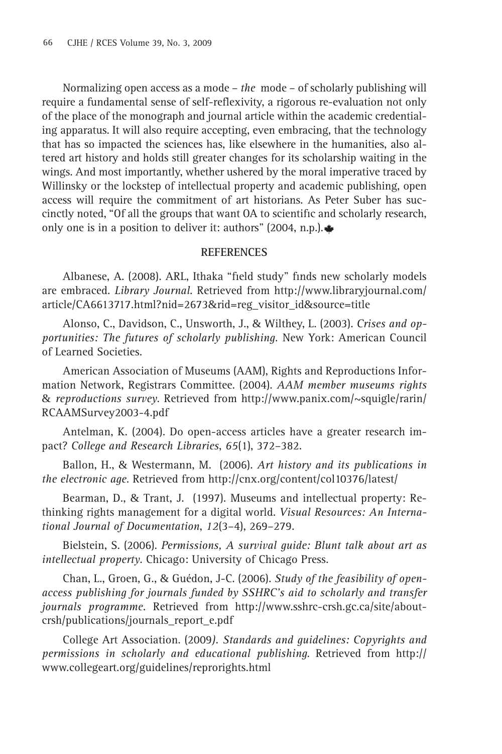Normalizing open access as a mode – *the* mode – of scholarly publishing will require a fundamental sense of self-reflexivity, a rigorous re-evaluation not only of the place of the monograph and journal article within the academic credentialing apparatus. It will also require accepting, even embracing, that the technology that has so impacted the sciences has, like elsewhere in the humanities, also altered art history and holds still greater changes for its scholarship waiting in the wings. And most importantly, whether ushered by the moral imperative traced by Willinsky or the lockstep of intellectual property and academic publishing, open access will require the commitment of art historians. As Peter Suber has succinctly noted, "Of all the groups that want OA to scientific and scholarly research, only one is in a position to deliver it: authors" (2004, n.p.).

## REFERENCES

Albanese, A. (2008). ARL, Ithaka "field study" finds new scholarly models are embraced. *Library Journal*. Retrieved from http://www.libraryjournal.com/article/CA6613717.html?nid=2673&rid=reg_visitor_id&source=title

Alonso, C., Davidson, C., Unsworth, J., & Wilthey, L. (2003). *Crises and opportunities: The futures of scholarly publishing*. New York: American Council of Learned Societies.

American Association of Museums (AAM), Rights and Reproductions Information Network, Registrars Committee. (2004). *AAM member museums rights & reproductions survey*. Retrieved from http://www.panix.com/~squigle/rarin/RCAAMSurvey2003-4.pdf

Antelman, K. (2004). Do open-access articles have a greater research impact? *College and Research Libraries*, *65*(1), 372–382.

Ballon, H., & Westermann, M. (2006). *Art history and its publications in the electronic age*. Retrieved from http://cnx.org/content/col10376/latest/

Bearman, D., & Trant, J. (1997). Museums and intellectual property: Rethinking rights management for a digital world. *Visual Resources: An International Journal of Documentation*, *12*(3–4), 269–279.

Bielstein, S. (2006). *Permissions, A survival guide: Blunt talk about art as intellectual property*. Chicago: University of Chicago Press.

Chan, L., Groen, G., & Guédon, J-C. (2006). *Study of the feasibility of open-access publishing for journals funded by SSHRC's aid to scholarly and transfer journals programme*. Retrieved from http://www.sshrc-crsh.gc.ca/site/about-crsh/publications/journals_report_e.pdf

College Art Association. (2009). *Standards and guidelines: Copyrights and permissions in scholarly and educational publishing*. Retrieved from http://www.collegeart.org/guidelines/reprorights.html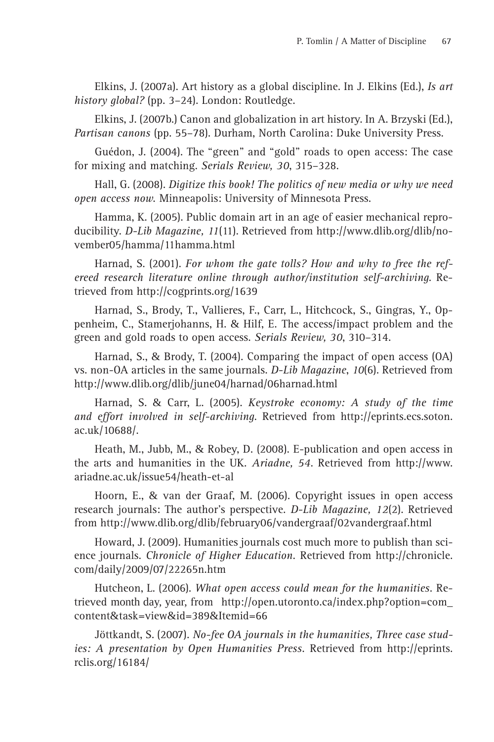Elkins, J. (2007a). Art history as a global discipline. In J. Elkins (Ed.), *Is art history global?* (pp. 3–24). London: Routledge.

Elkins, J. (2007b.) Canon and globalization in art history. In A. Brzyski (Ed.), *Partisan canons* (pp. 55–78). Durham, North Carolina: Duke University Press.

Guédon, J. (2004). The "green" and "gold" roads to open access: The case for mixing and matching. *Serials Review, 30*, 315–328.

Hall, G. (2008). *Digitize this book! The politics of new media or why we need open access now*. Minneapolis: University of Minnesota Press.

Hamma, K. (2005). Public domain art in an age of easier mechanical reproducibility. *D-Lib Magazine, 11*(11). Retrieved from http://www.dlib.org/dlib/november05/hamma/11hamma.html

Harnad, S. (2001). *For whom the gate tolls? How and why to free the refereed research literature online through author/institution self-archiving*. Retrieved from http://cogprints.org/1639

Harnad, S., Brody, T., Vallieres, F., Carr, L., Hitchcock, S., Gingras, Y., Oppenheim, C., Stamerjohanns, H. & Hilf, E. The access/impact problem and the green and gold roads to open access. *Serials Review, 30*, 310–314.

Harnad, S., & Brody, T. (2004). Comparing the impact of open access (OA) vs. non-OA articles in the same journals. *D-Lib Magazine*, *10*(6). Retrieved from http://www.dlib.org/dlib/june04/harnad/06harnad.html

Harnad, S. & Carr, L. (2005). *Keystroke economy: A study of the time and effort involved in self-archiving*. Retrieved from http://eprints.ecs.soton.ac.uk/10688/.

Heath, M., Jubb, M., & Robey, D. (2008). E-publication and open access in the arts and humanities in the UK. *Ariadne, 54*. Retrieved from http://www.ariadne.ac.uk/issue54/heath-et-al

Hoorn, E., & van der Graaf, M. (2006). Copyright issues in open access research journals: The author's perspective. *D-Lib Magazine, 12*(2). Retrieved from http://www.dlib.org/dlib/february06/vandergraaf/02vandergraaf.html

Howard, J. (2009). Humanities journals cost much more to publish than science journals. *Chronicle of Higher Education*. Retrieved from http://chronicle.com/daily/2009/07/22265n.htm

Hutcheon, L. (2006). *What open access could mean for the humanities*. Retrieved month day, year, from http://open.utoronto.ca/index.php?option=com_content&task=view&id=389&Itemid=66

Jöttkandt, S. (2007). *No-fee OA journals in the humanities, Three case studies: A presentation by Open Humanities Press*. Retrieved from http://eprints.rclis.org/16184/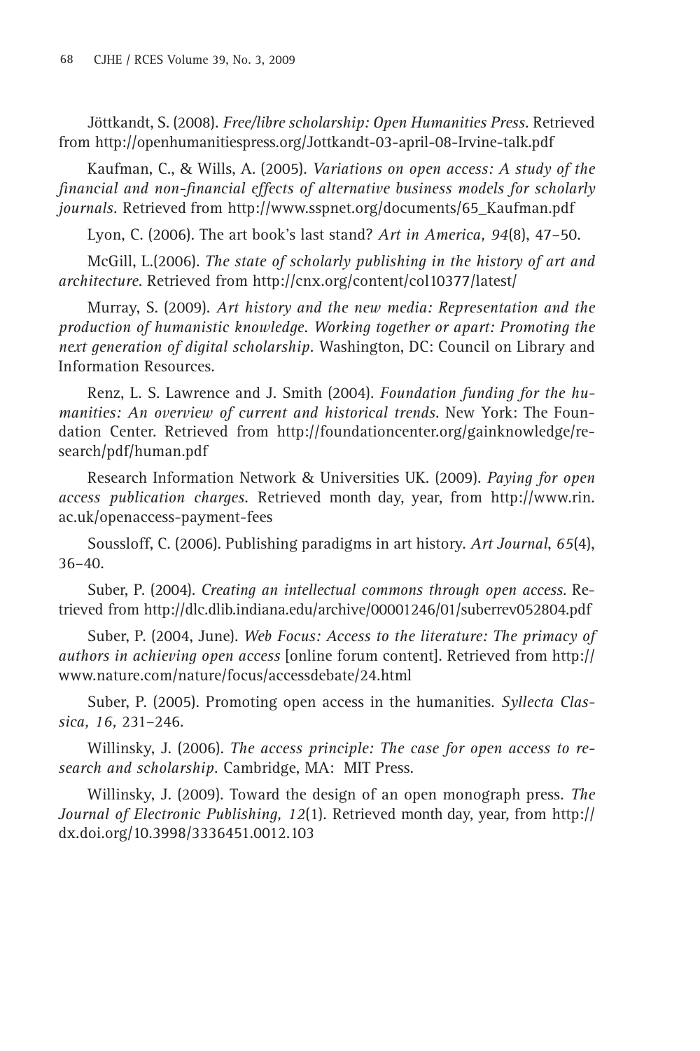Jöttkandt, S. (2008). *Free/libre scholarship: Open Humanities Press*. Retrieved from http://openhumanitiespress.org/Jottkandt-03-april-08-Irvine-talk.pdf

Kaufman, C., & Wills, A. (2005). *Variations on open access: A study of the financial and non-financial effects of alternative business models for scholarly journals*. Retrieved from http://www.sspnet.org/documents/65_Kaufman.pdf

Lyon, C. (2006). The art book's last stand? *Art in America, 94*(8), 47–50.

McGill, L.(2006). *The state of scholarly publishing in the history of art and architecture*. Retrieved from http://cnx.org/content/col10377/latest/

Murray, S. (2009). *Art history and the new media: Representation and the production of humanistic knowledge. Working together or apart: Promoting the next generation of digital scholarship*. Washington, DC: Council on Library and Information Resources.

Renz, L. S. Lawrence and J. Smith (2004). *Foundation funding for the humanities: An overview of current and historical trends*. New York: The Foundation Center. Retrieved from http://foundationcenter.org/gainknowledge/research/pdf/human.pdf

Research Information Network & Universities UK. (2009). *Paying for open access publication charges*. Retrieved month day, year, from http://www.rin.ac.uk/openaccess-payment-fees

Soussloff, C. (2006). Publishing paradigms in art history. *Art Journal*, *65*(4), 36–40.

Suber, P. (2004). *Creating an intellectual commons through open access*. Retrieved from http://dlc.dlib.indiana.edu/archive/00001246/01/suberrev052804.pdf

Suber, P. (2004, June). *Web Focus: Access to the literature: The primacy of authors in achieving open access* [online forum content]. Retrieved from http://www.nature.com/nature/focus/accessdebate/24.html

Suber, P. (2005). Promoting open access in the humanities. *Syllecta Classica, 16*, 231–246.

Willinsky, J. (2006). *The access principle: The case for open access to research and scholarship*. Cambridge, MA: MIT Press.

Willinsky, J. (2009). Toward the design of an open monograph press. *The Journal of Electronic Publishing, 12*(1). Retrieved month day, year, from http://dx.doi.org/10.3998/3336451.0012.103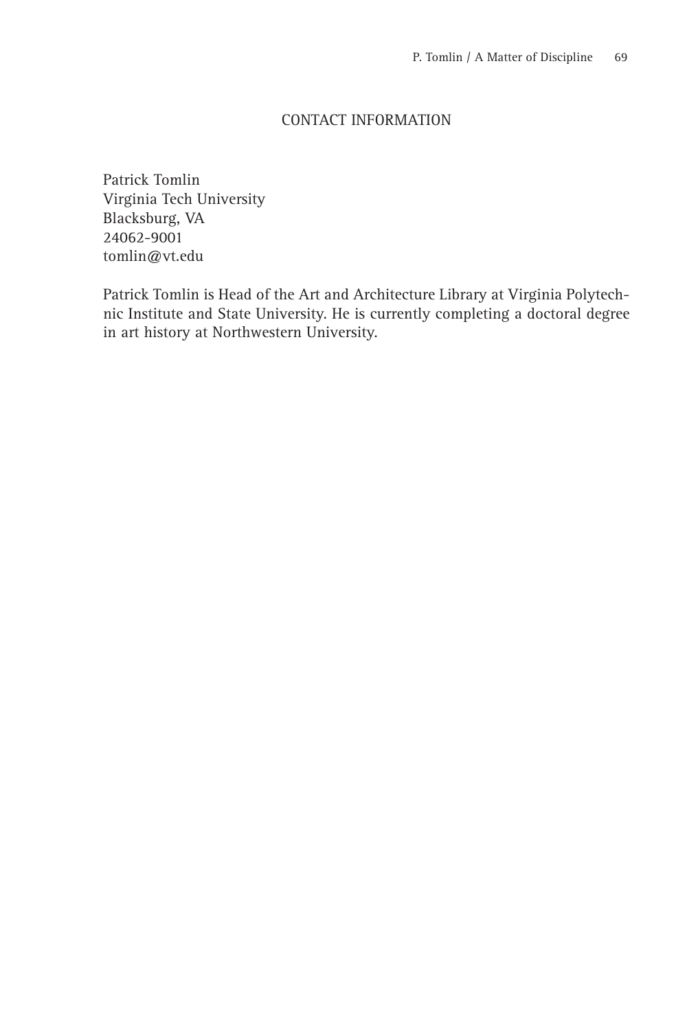## CONTACT INFORMATION

Patrick Tomlin
Virginia Tech University
Blacksburg, VA
24062-9001
tomlin@vt.edu

Patrick Tomlin is Head of the Art and Architecture Library at Virginia Polytechnic Institute and State University. He is currently completing a doctoral degree in art history at Northwestern University.